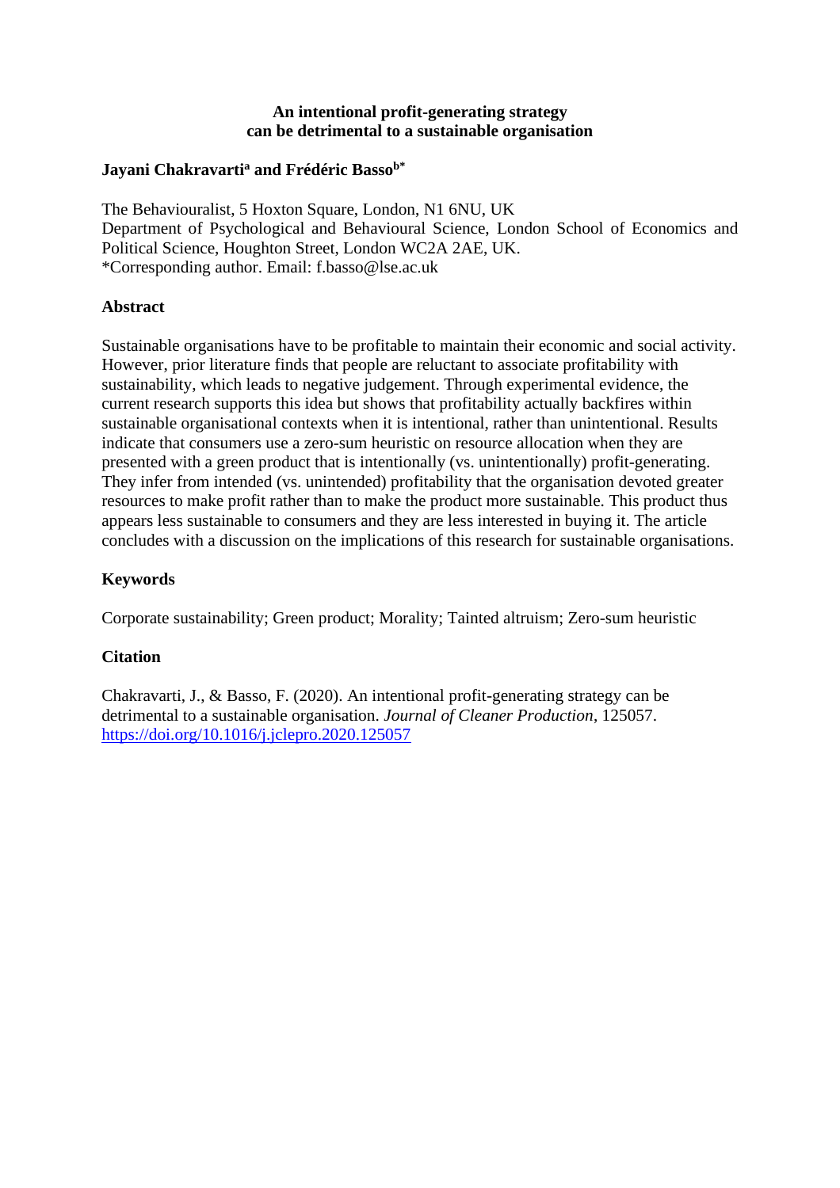**An intentional profit-generating strategy**
**can be detrimental to a sustainable organisation**

**Jayani Chakravarti[a] and Frédéric Basso[b*]**

The Behaviouralist, 5 Hoxton Square, London, N1 6NU, UK
Department of Psychological and Behavioural Science, London School of Economics and Political Science, Houghton Street, London WC2A 2AE, UK.
*Corresponding author. Email: f.basso@lse.ac.uk

## Abstract

Sustainable organisations have to be profitable to maintain their economic and social activity. However, prior literature finds that people are reluctant to associate profitability with sustainability, which leads to negative judgement. Through experimental evidence, the current research supports this idea but shows that profitability actually backfires within sustainable organisational contexts when it is intentional, rather than unintentional. Results indicate that consumers use a zero-sum heuristic on resource allocation when they are presented with a green product that is intentionally (vs. unintentionally) profit-generating. They infer from intended (vs. unintended) profitability that the organisation devoted greater resources to make profit rather than to make the product more sustainable. This product thus appears less sustainable to consumers and they are less interested in buying it. The article concludes with a discussion on the implications of this research for sustainable organisations.

## Keywords

Corporate sustainability; Green product; Morality; Tainted altruism; Zero-sum heuristic

## Citation

Chakravarti, J., & Basso, F. (2020). An intentional profit-generating strategy can be detrimental to a sustainable organisation. *Journal of Cleaner Production*, 125057. https://doi.org/10.1016/j.jclepro.2020.125057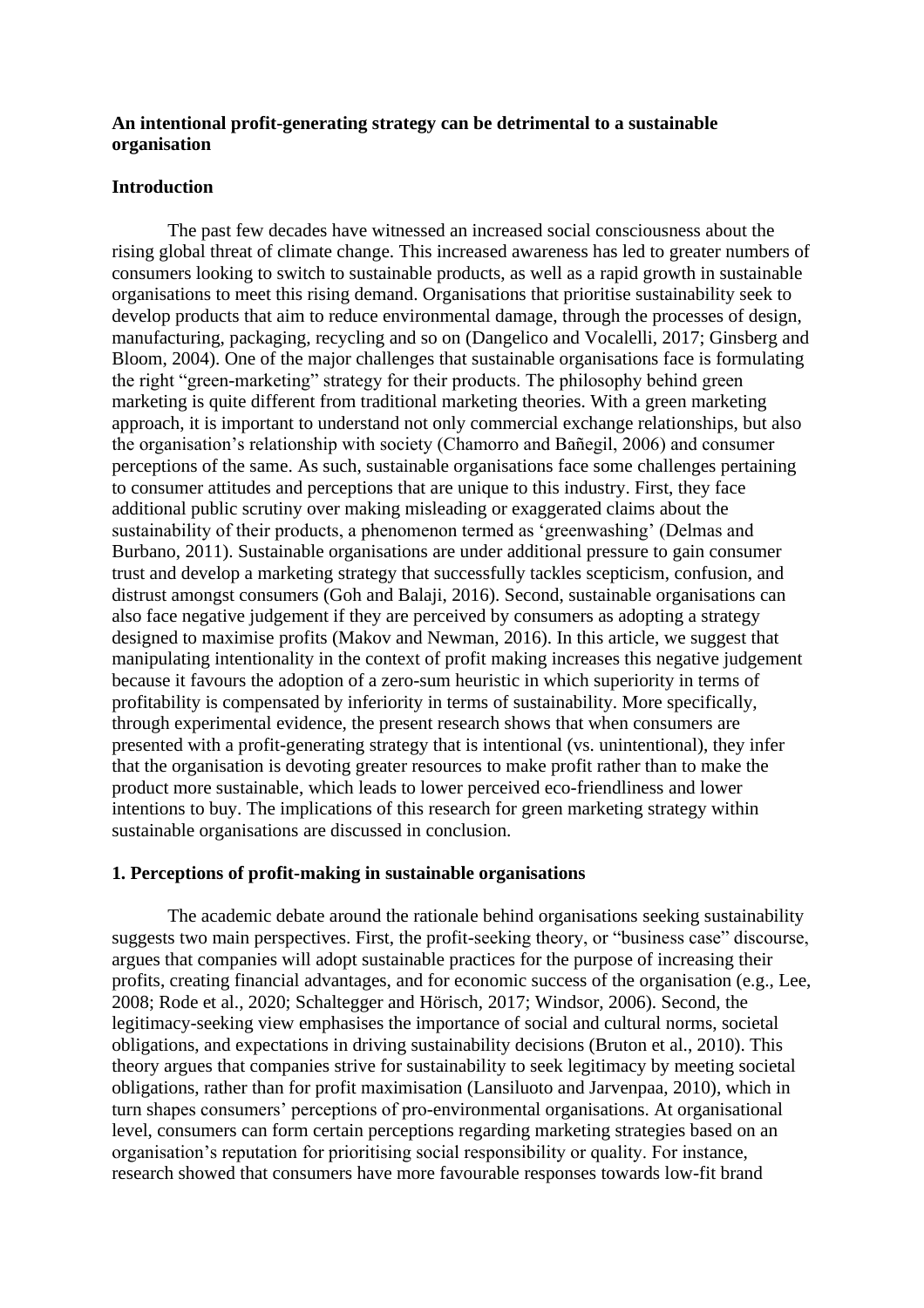**An intentional profit-generating strategy can be detrimental to a sustainable organisation**

## Introduction

The past few decades have witnessed an increased social consciousness about the rising global threat of climate change. This increased awareness has led to greater numbers of consumers looking to switch to sustainable products, as well as a rapid growth in sustainable organisations to meet this rising demand. Organisations that prioritise sustainability seek to develop products that aim to reduce environmental damage, through the processes of design, manufacturing, packaging, recycling and so on (Dangelico and Vocalelli, 2017; Ginsberg and Bloom, 2004). One of the major challenges that sustainable organisations face is formulating the right "green-marketing" strategy for their products. The philosophy behind green marketing is quite different from traditional marketing theories. With a green marketing approach, it is important to understand not only commercial exchange relationships, but also the organisation's relationship with society (Chamorro and Bañegil, 2006) and consumer perceptions of the same. As such, sustainable organisations face some challenges pertaining to consumer attitudes and perceptions that are unique to this industry. First, they face additional public scrutiny over making misleading or exaggerated claims about the sustainability of their products, a phenomenon termed as 'greenwashing' (Delmas and Burbano, 2011). Sustainable organisations are under additional pressure to gain consumer trust and develop a marketing strategy that successfully tackles scepticism, confusion, and distrust amongst consumers (Goh and Balaji, 2016). Second, sustainable organisations can also face negative judgement if they are perceived by consumers as adopting a strategy designed to maximise profits (Makov and Newman, 2016). In this article, we suggest that manipulating intentionality in the context of profit making increases this negative judgement because it favours the adoption of a zero-sum heuristic in which superiority in terms of profitability is compensated by inferiority in terms of sustainability. More specifically, through experimental evidence, the present research shows that when consumers are presented with a profit-generating strategy that is intentional (vs. unintentional), they infer that the organisation is devoting greater resources to make profit rather than to make the product more sustainable, which leads to lower perceived eco-friendliness and lower intentions to buy. The implications of this research for green marketing strategy within sustainable organisations are discussed in conclusion.

## 1. Perceptions of profit-making in sustainable organisations

The academic debate around the rationale behind organisations seeking sustainability suggests two main perspectives. First, the profit-seeking theory, or "business case" discourse, argues that companies will adopt sustainable practices for the purpose of increasing their profits, creating financial advantages, and for economic success of the organisation (e.g., Lee, 2008; Rode et al., 2020; Schaltegger and Hörisch, 2017; Windsor, 2006). Second, the legitimacy-seeking view emphasises the importance of social and cultural norms, societal obligations, and expectations in driving sustainability decisions (Bruton et al., 2010). This theory argues that companies strive for sustainability to seek legitimacy by meeting societal obligations, rather than for profit maximisation (Lansiluoto and Jarvenpaa, 2010), which in turn shapes consumers' perceptions of pro-environmental organisations. At organisational level, consumers can form certain perceptions regarding marketing strategies based on an organisation's reputation for prioritising social responsibility or quality. For instance, research showed that consumers have more favourable responses towards low-fit brand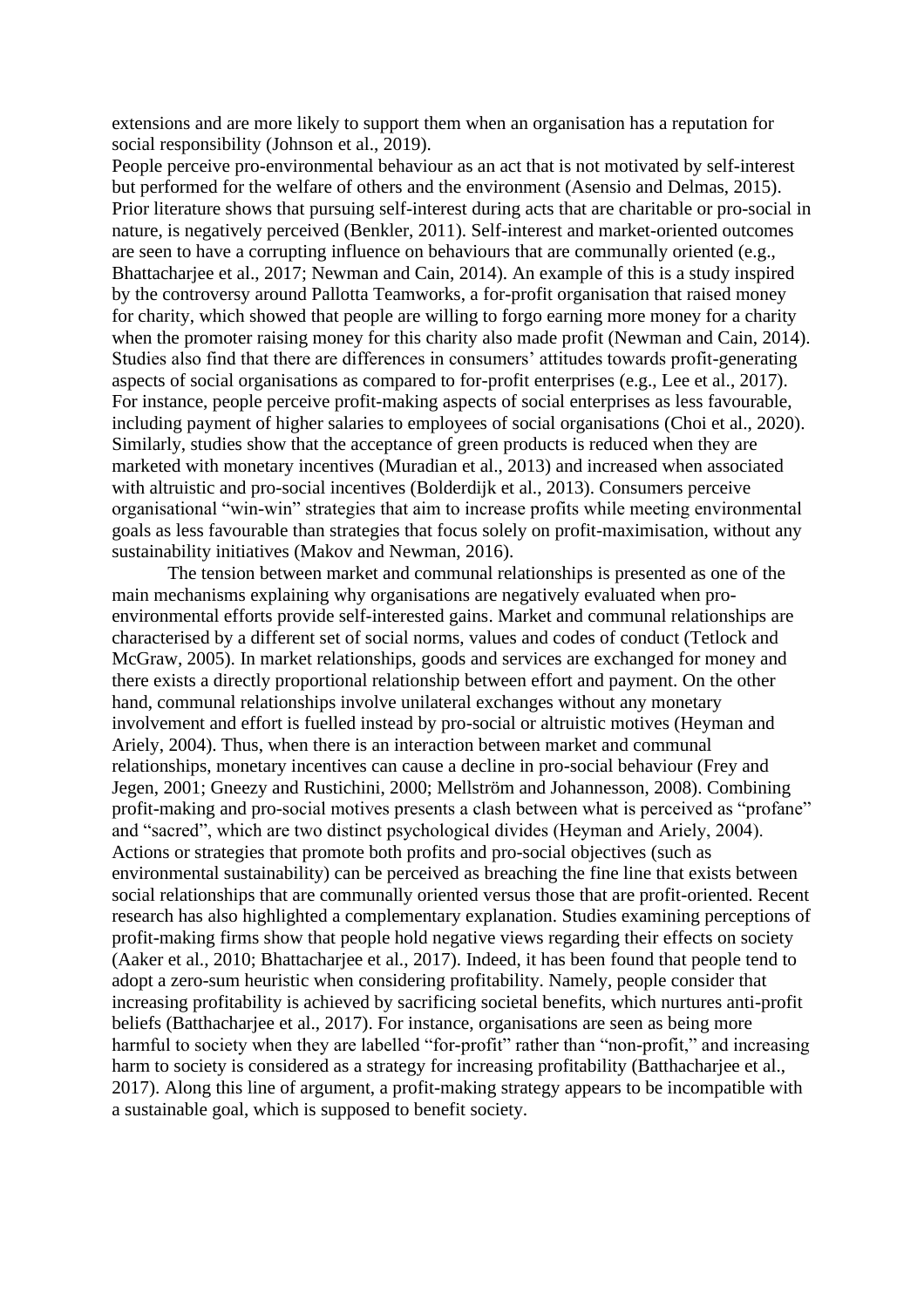extensions and are more likely to support them when an organisation has a reputation for social responsibility (Johnson et al., 2019).

People perceive pro-environmental behaviour as an act that is not motivated by self-interest but performed for the welfare of others and the environment (Asensio and Delmas, 2015). Prior literature shows that pursuing self-interest during acts that are charitable or pro-social in nature, is negatively perceived (Benkler, 2011). Self-interest and market-oriented outcomes are seen to have a corrupting influence on behaviours that are communally oriented (e.g., Bhattacharjee et al., 2017; Newman and Cain, 2014). An example of this is a study inspired by the controversy around Pallotta Teamworks, a for-profit organisation that raised money for charity, which showed that people are willing to forgo earning more money for a charity when the promoter raising money for this charity also made profit (Newman and Cain, 2014). Studies also find that there are differences in consumers' attitudes towards profit-generating aspects of social organisations as compared to for-profit enterprises (e.g., Lee et al., 2017). For instance, people perceive profit-making aspects of social enterprises as less favourable, including payment of higher salaries to employees of social organisations (Choi et al., 2020). Similarly, studies show that the acceptance of green products is reduced when they are marketed with monetary incentives (Muradian et al., 2013) and increased when associated with altruistic and pro-social incentives (Bolderdijk et al., 2013). Consumers perceive organisational "win-win" strategies that aim to increase profits while meeting environmental goals as less favourable than strategies that focus solely on profit-maximisation, without any sustainability initiatives (Makov and Newman, 2016).

The tension between market and communal relationships is presented as one of the main mechanisms explaining why organisations are negatively evaluated when pro-environmental efforts provide self-interested gains. Market and communal relationships are characterised by a different set of social norms, values and codes of conduct (Tetlock and McGraw, 2005). In market relationships, goods and services are exchanged for money and there exists a directly proportional relationship between effort and payment. On the other hand, communal relationships involve unilateral exchanges without any monetary involvement and effort is fuelled instead by pro-social or altruistic motives (Heyman and Ariely, 2004). Thus, when there is an interaction between market and communal relationships, monetary incentives can cause a decline in pro-social behaviour (Frey and Jegen, 2001; Gneezy and Rustichini, 2000; Mellström and Johannesson, 2008). Combining profit-making and pro-social motives presents a clash between what is perceived as "profane" and "sacred", which are two distinct psychological divides (Heyman and Ariely, 2004). Actions or strategies that promote both profits and pro-social objectives (such as environmental sustainability) can be perceived as breaching the fine line that exists between social relationships that are communally oriented versus those that are profit-oriented. Recent research has also highlighted a complementary explanation. Studies examining perceptions of profit-making firms show that people hold negative views regarding their effects on society (Aaker et al., 2010; Bhattacharjee et al., 2017). Indeed, it has been found that people tend to adopt a zero-sum heuristic when considering profitability. Namely, people consider that increasing profitability is achieved by sacrificing societal benefits, which nurtures anti-profit beliefs (Batthacharjee et al., 2017). For instance, organisations are seen as being more harmful to society when they are labelled "for-profit" rather than "non-profit," and increasing harm to society is considered as a strategy for increasing profitability (Batthacharjee et al., 2017). Along this line of argument, a profit-making strategy appears to be incompatible with a sustainable goal, which is supposed to benefit society.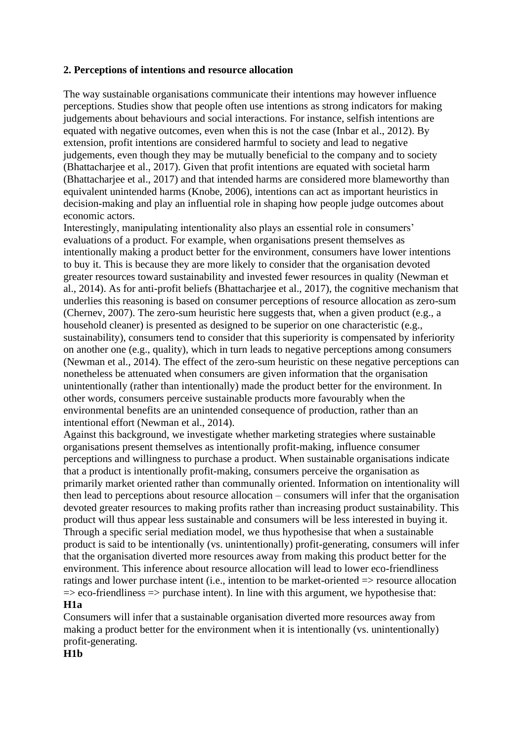## 2. Perceptions of intentions and resource allocation

The way sustainable organisations communicate their intentions may however influence perceptions. Studies show that people often use intentions as strong indicators for making judgements about behaviours and social interactions. For instance, selfish intentions are equated with negative outcomes, even when this is not the case (Inbar et al., 2012). By extension, profit intentions are considered harmful to society and lead to negative judgements, even though they may be mutually beneficial to the company and to society (Bhattacharjee et al., 2017). Given that profit intentions are equated with societal harm (Bhattacharjee et al., 2017) and that intended harms are considered more blameworthy than equivalent unintended harms (Knobe, 2006), intentions can act as important heuristics in decision-making and play an influential role in shaping how people judge outcomes about economic actors.

Interestingly, manipulating intentionality also plays an essential role in consumers' evaluations of a product. For example, when organisations present themselves as intentionally making a product better for the environment, consumers have lower intentions to buy it. This is because they are more likely to consider that the organisation devoted greater resources toward sustainability and invested fewer resources in quality (Newman et al., 2014). As for anti-profit beliefs (Bhattacharjee et al., 2017), the cognitive mechanism that underlies this reasoning is based on consumer perceptions of resource allocation as zero-sum (Chernev, 2007). The zero-sum heuristic here suggests that, when a given product (e.g., a household cleaner) is presented as designed to be superior on one characteristic (e.g., sustainability), consumers tend to consider that this superiority is compensated by inferiority on another one (e.g., quality), which in turn leads to negative perceptions among consumers (Newman et al., 2014). The effect of the zero-sum heuristic on these negative perceptions can nonetheless be attenuated when consumers are given information that the organisation unintentionally (rather than intentionally) made the product better for the environment. In other words, consumers perceive sustainable products more favourably when the environmental benefits are an unintended consequence of production, rather than an intentional effort (Newman et al., 2014).

Against this background, we investigate whether marketing strategies where sustainable organisations present themselves as intentionally profit-making, influence consumer perceptions and willingness to purchase a product. When sustainable organisations indicate that a product is intentionally profit-making, consumers perceive the organisation as primarily market oriented rather than communally oriented. Information on intentionality will then lead to perceptions about resource allocation – consumers will infer that the organisation devoted greater resources to making profits rather than increasing product sustainability. This product will thus appear less sustainable and consumers will be less interested in buying it. Through a specific serial mediation model, we thus hypothesise that when a sustainable product is said to be intentionally (vs. unintentionally) profit-generating, consumers will infer that the organisation diverted more resources away from making this product better for the environment. This inference about resource allocation will lead to lower eco-friendliness ratings and lower purchase intent (i.e., intention to be market-oriented => resource allocation => eco-friendliness => purchase intent). In line with this argument, we hypothesise that:

**H1a**

Consumers will infer that a sustainable organisation diverted more resources away from making a product better for the environment when it is intentionally (vs. unintentionally) profit-generating.

**H1b**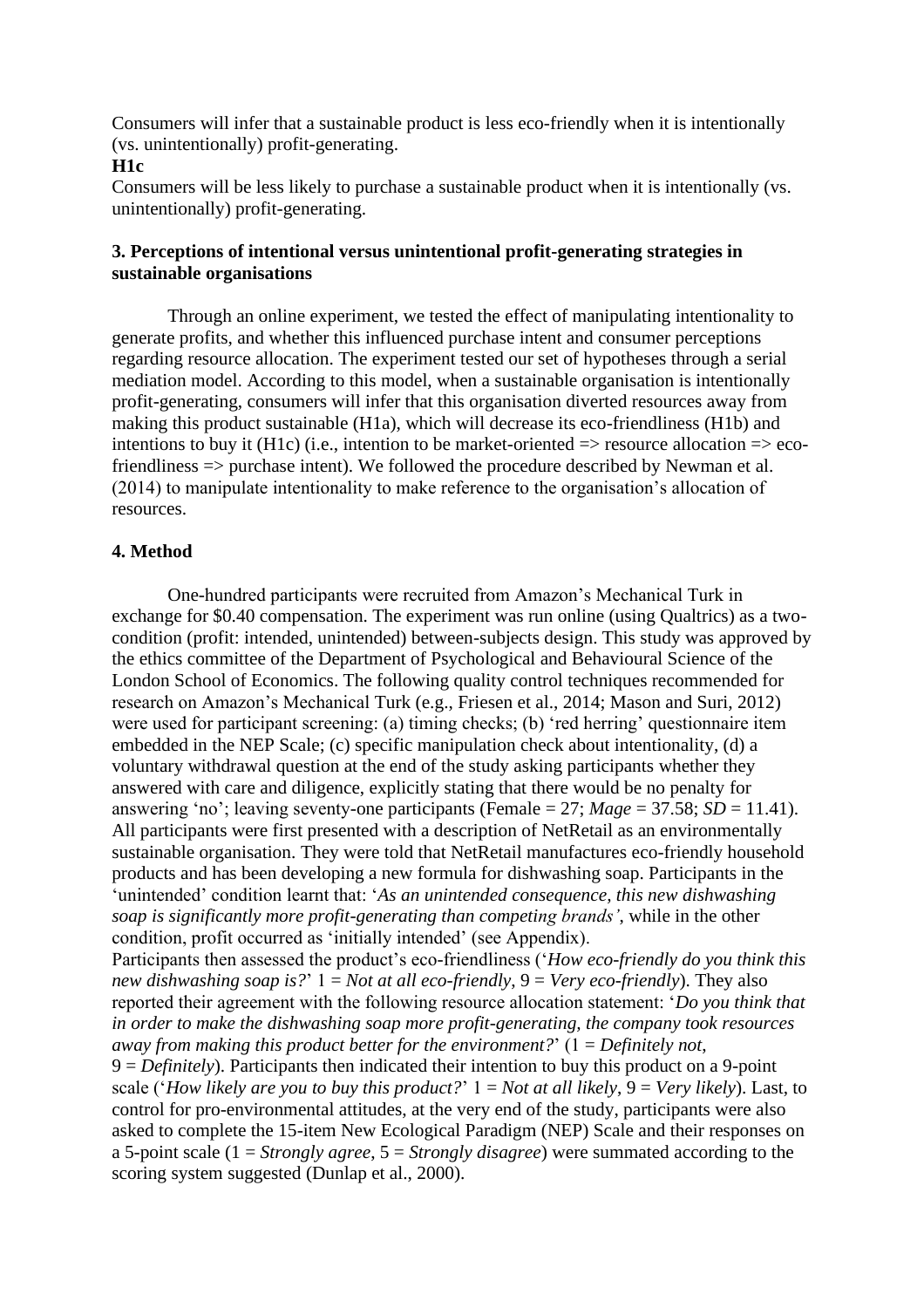Consumers will infer that a sustainable product is less eco-friendly when it is intentionally (vs. unintentionally) profit-generating.

**H1c**

Consumers will be less likely to purchase a sustainable product when it is intentionally (vs. unintentionally) profit-generating.

## 3. Perceptions of intentional versus unintentional profit-generating strategies in sustainable organisations

Through an online experiment, we tested the effect of manipulating intentionality to generate profits, and whether this influenced purchase intent and consumer perceptions regarding resource allocation. The experiment tested our set of hypotheses through a serial mediation model. According to this model, when a sustainable organisation is intentionally profit-generating, consumers will infer that this organisation diverted resources away from making this product sustainable (H1a), which will decrease its eco-friendliness (H1b) and intentions to buy it (H1c) (i.e., intention to be market-oriented => resource allocation => eco-friendliness => purchase intent). We followed the procedure described by Newman et al. (2014) to manipulate intentionality to make reference to the organisation's allocation of resources.

## 4. Method

One-hundred participants were recruited from Amazon's Mechanical Turk in exchange for \$0.40 compensation. The experiment was run online (using Qualtrics) as a two-condition (profit: intended, unintended) between-subjects design. This study was approved by the ethics committee of the Department of Psychological and Behavioural Science of the London School of Economics. The following quality control techniques recommended for research on Amazon's Mechanical Turk (e.g., Friesen et al., 2014; Mason and Suri, 2012) were used for participant screening: (a) timing checks; (b) 'red herring' questionnaire item embedded in the NEP Scale; (c) specific manipulation check about intentionality, (d) a voluntary withdrawal question at the end of the study asking participants whether they answered with care and diligence, explicitly stating that there would be no penalty for answering 'no'; leaving seventy-one participants (Female = 27; *Mage* = 37.58; *SD* = 11.41). All participants were first presented with a description of NetRetail as an environmentally sustainable organisation. They were told that NetRetail manufactures eco-friendly household products and has been developing a new formula for dishwashing soap. Participants in the 'unintended' condition learnt that: '*As an unintended consequence, this new dishwashing soap is significantly more profit-generating than competing brands'*, while in the other condition, profit occurred as 'initially intended' (see Appendix).

Participants then assessed the product's eco-friendliness ('*How eco-friendly do you think this new dishwashing soap is?*' 1 = *Not at all eco-friendly*, 9 = *Very eco-friendly*). They also reported their agreement with the following resource allocation statement: '*Do you think that in order to make the dishwashing soap more profit-generating, the company took resources away from making this product better for the environment?*' (1 = *Definitely not*, 9 = *Definitely*). Participants then indicated their intention to buy this product on a 9-point scale ('*How likely are you to buy this product?*' 1 = *Not at all likely*, 9 = *Very likely*). Last, to control for pro-environmental attitudes, at the very end of the study, participants were also asked to complete the 15-item New Ecological Paradigm (NEP) Scale and their responses on a 5-point scale (1 = *Strongly agree*, 5 = *Strongly disagree*) were summated according to the scoring system suggested (Dunlap et al., 2000).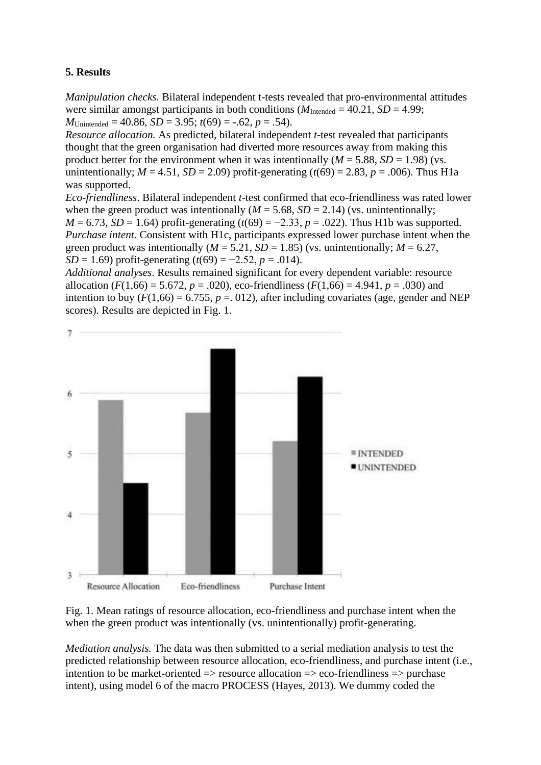**5. Results**

*Manipulation checks.* Bilateral independent t-tests revealed that pro-environmental attitudes were similar amongst participants in both conditions ($M_{\text{Intended}}$ = 40.21, *SD* = 4.99; $M_{\text{Unintended}}$ = 40.86, *SD* = 3.95; $t(69) = -.62$, $p = .54$).

*Resource allocation.* As predicted, bilateral independent *t*-test revealed that participants thought that the green organisation had diverted more resources away from making this product better for the environment when it was intentionally (*M* = 5.88, *SD* = 1.98) (vs. unintentionally; *M* = 4.51, *SD* = 2.09) profit-generating ($t(69) = 2.83$, $p = .006$). Thus H1a was supported.

*Eco-friendliness*. Bilateral independent *t*-test confirmed that eco-friendliness was rated lower when the green product was intentionally (*M* = 5.68, *SD* = 2.14) (vs. unintentionally; *M* = 6.73, *SD* = 1.64) profit-generating ($t(69) = -2.33$, $p = .022$). Thus H1b was supported.

*Purchase intent.* Consistent with H1c, participants expressed lower purchase intent when the green product was intentionally (*M* = 5.21, *SD* = 1.85) (vs. unintentionally; *M* = 6.27, *SD* = 1.69) profit-generating ($t(69) = -2.52$, $p = .014$).

*Additional analyses*. Results remained significant for every dependent variable: resource allocation ($F(1,66) = 5.672$, $p = .020$), eco-friendliness ($F(1,66) = 4.941$, $p = .030$) and intention to buy ($F(1,66) = 6.755$, $p =. 012$), after including covariates (age, gender and NEP scores). Results are depicted in Fig. 1.

Fig. 1. Mean ratings of resource allocation, eco-friendliness and purchase intent when the when the green product was intentionally (vs. unintentionally) profit-generating.

*Mediation analysis.* The data was then submitted to a serial mediation analysis to test the predicted relationship between resource allocation, eco-friendliness, and purchase intent (i.e., intention to be market-oriented => resource allocation => eco-friendliness => purchase intent), using model 6 of the macro PROCESS (Hayes, 2013). We dummy coded the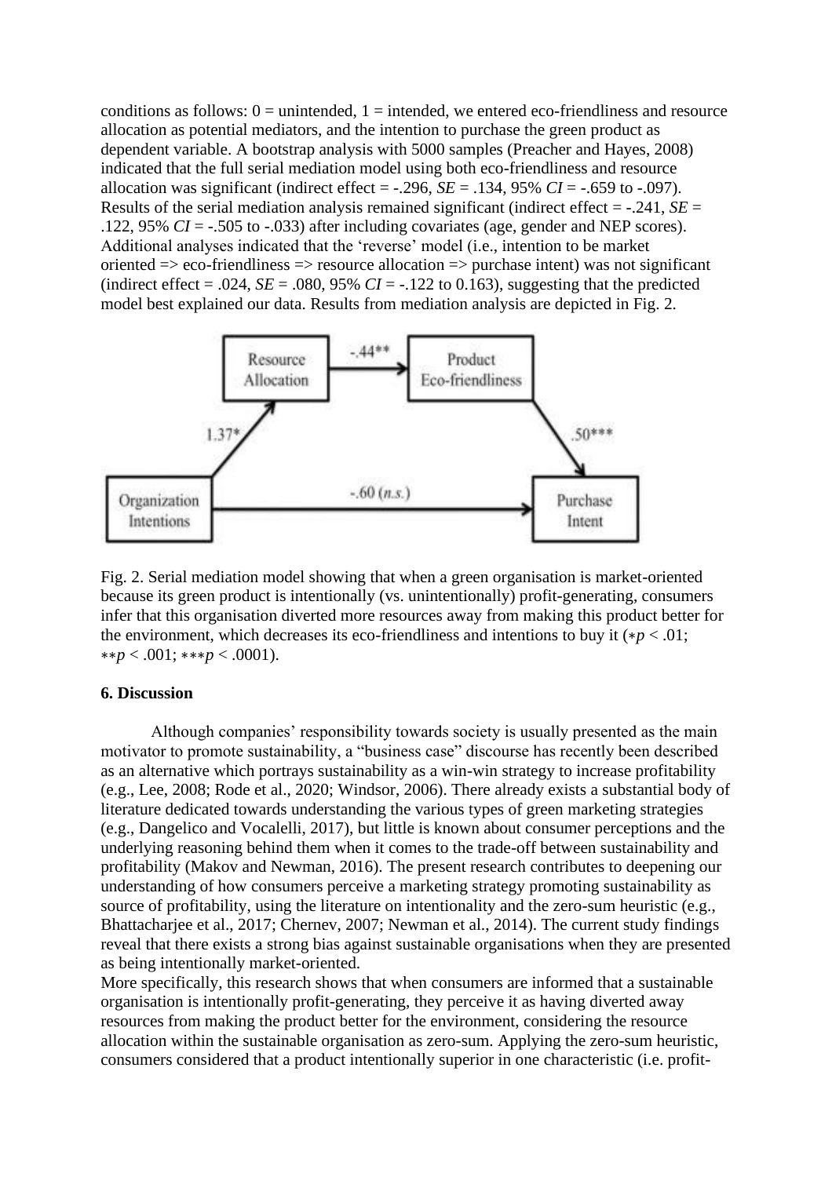conditions as follows: 0 = unintended, 1 = intended, we entered eco-friendliness and resource allocation as potential mediators, and the intention to purchase the green product as dependent variable. A bootstrap analysis with 5000 samples (Preacher and Hayes, 2008) indicated that the full serial mediation model using both eco-friendliness and resource allocation was significant (indirect effect = -.296, *SE* = .134, 95% *CI* = -.659 to -.097). Results of the serial mediation analysis remained significant (indirect effect = -.241, *SE* = .122, 95% *CI* = -.505 to -.033) after including covariates (age, gender and NEP scores). Additional analyses indicated that the 'reverse' model (i.e., intention to be market oriented => eco-friendliness => resource allocation => purchase intent) was not significant (indirect effect = .024, *SE* = .080, 95% *CI* = -.122 to 0.163), suggesting that the predicted model best explained our data. Results from mediation analysis are depicted in Fig. 2.

Fig. 2. Serial mediation model showing that when a green organisation is market-oriented because its green product is intentionally (vs. unintentionally) profit-generating, consumers infer that this organisation diverted more resources away from making this product better for the environment, which decreases its eco-friendliness and intentions to buy it (\*$p < .01$; \*\*$p < .001$; \*\*\*$p < .0001$).

### 6. Discussion

Although companies' responsibility towards society is usually presented as the main motivator to promote sustainability, a "business case" discourse has recently been described as an alternative which portrays sustainability as a win-win strategy to increase profitability (e.g., Lee, 2008; Rode et al., 2020; Windsor, 2006). There already exists a substantial body of literature dedicated towards understanding the various types of green marketing strategies (e.g., Dangelico and Vocalelli, 2017), but little is known about consumer perceptions and the underlying reasoning behind them when it comes to the trade-off between sustainability and profitability (Makov and Newman, 2016). The present research contributes to deepening our understanding of how consumers perceive a marketing strategy promoting sustainability as source of profitability, using the literature on intentionality and the zero-sum heuristic (e.g., Bhattacharjee et al., 2017; Chernev, 2007; Newman et al., 2014). The current study findings reveal that there exists a strong bias against sustainable organisations when they are presented as being intentionally market-oriented.

More specifically, this research shows that when consumers are informed that a sustainable organisation is intentionally profit-generating, they perceive it as having diverted away resources from making the product better for the environment, considering the resource allocation within the sustainable organisation as zero-sum. Applying the zero-sum heuristic, consumers considered that a product intentionally superior in one characteristic (i.e. profit-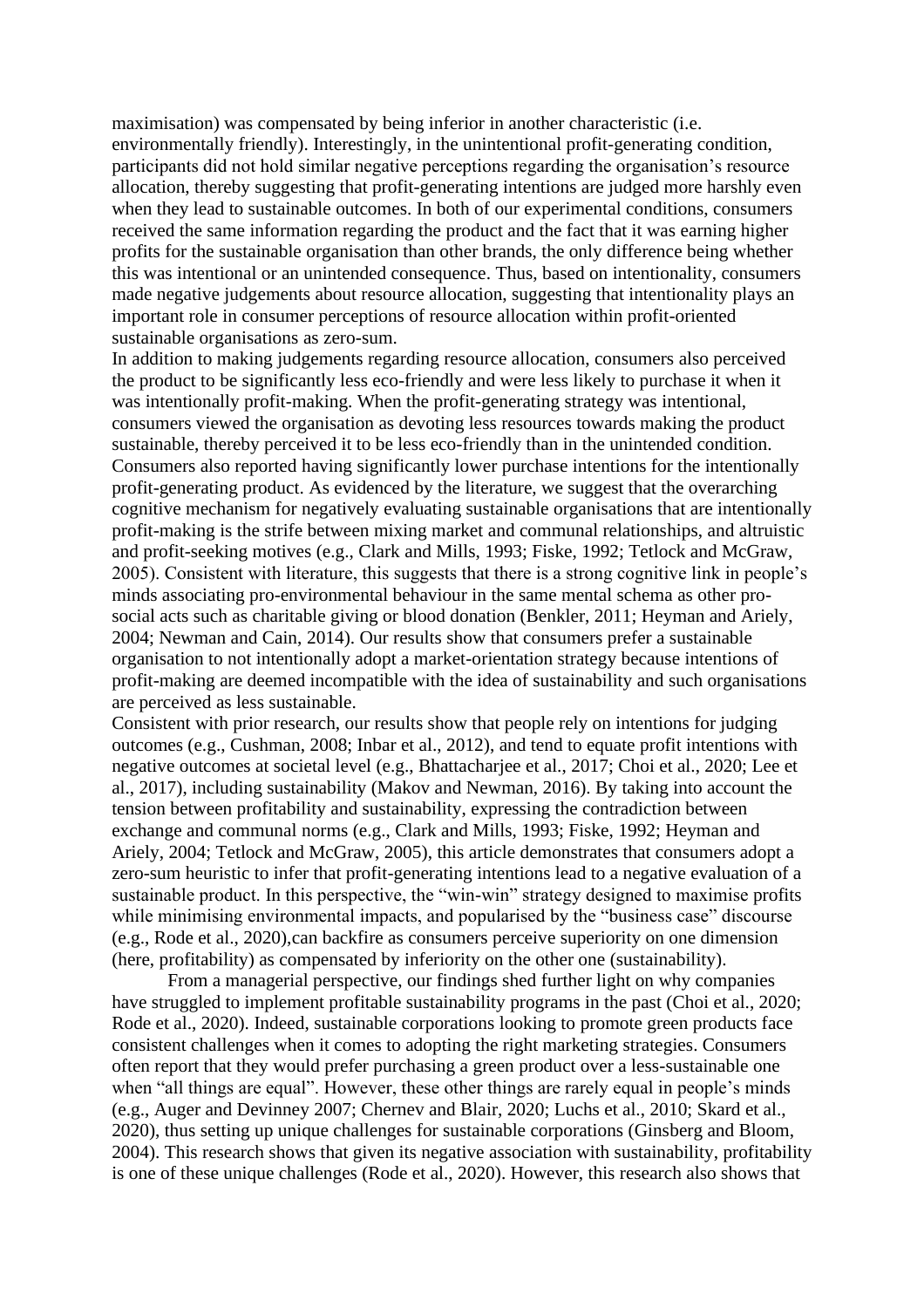maximisation) was compensated by being inferior in another characteristic (i.e. environmentally friendly). Interestingly, in the unintentional profit-generating condition, participants did not hold similar negative perceptions regarding the organisation's resource allocation, thereby suggesting that profit-generating intentions are judged more harshly even when they lead to sustainable outcomes. In both of our experimental conditions, consumers received the same information regarding the product and the fact that it was earning higher profits for the sustainable organisation than other brands, the only difference being whether this was intentional or an unintended consequence. Thus, based on intentionality, consumers made negative judgements about resource allocation, suggesting that intentionality plays an important role in consumer perceptions of resource allocation within profit-oriented sustainable organisations as zero-sum.

In addition to making judgements regarding resource allocation, consumers also perceived the product to be significantly less eco-friendly and were less likely to purchase it when it was intentionally profit-making. When the profit-generating strategy was intentional, consumers viewed the organisation as devoting less resources towards making the product sustainable, thereby perceived it to be less eco-friendly than in the unintended condition. Consumers also reported having significantly lower purchase intentions for the intentionally profit-generating product. As evidenced by the literature, we suggest that the overarching cognitive mechanism for negatively evaluating sustainable organisations that are intentionally profit-making is the strife between mixing market and communal relationships, and altruistic and profit-seeking motives (e.g., Clark and Mills, 1993; Fiske, 1992; Tetlock and McGraw, 2005). Consistent with literature, this suggests that there is a strong cognitive link in people's minds associating pro-environmental behaviour in the same mental schema as other pro-social acts such as charitable giving or blood donation (Benkler, 2011; Heyman and Ariely, 2004; Newman and Cain, 2014). Our results show that consumers prefer a sustainable organisation to not intentionally adopt a market-orientation strategy because intentions of profit-making are deemed incompatible with the idea of sustainability and such organisations are perceived as less sustainable.

Consistent with prior research, our results show that people rely on intentions for judging outcomes (e.g., Cushman, 2008; Inbar et al., 2012), and tend to equate profit intentions with negative outcomes at societal level (e.g., Bhattacharjee et al., 2017; Choi et al., 2020; Lee et al., 2017), including sustainability (Makov and Newman, 2016). By taking into account the tension between profitability and sustainability, expressing the contradiction between exchange and communal norms (e.g., Clark and Mills, 1993; Fiske, 1992; Heyman and Ariely, 2004; Tetlock and McGraw, 2005), this article demonstrates that consumers adopt a zero-sum heuristic to infer that profit-generating intentions lead to a negative evaluation of a sustainable product. In this perspective, the "win-win" strategy designed to maximise profits while minimising environmental impacts, and popularised by the "business case" discourse (e.g., Rode et al., 2020),can backfire as consumers perceive superiority on one dimension (here, profitability) as compensated by inferiority on the other one (sustainability).

From a managerial perspective, our findings shed further light on why companies have struggled to implement profitable sustainability programs in the past (Choi et al., 2020; Rode et al., 2020). Indeed, sustainable corporations looking to promote green products face consistent challenges when it comes to adopting the right marketing strategies. Consumers often report that they would prefer purchasing a green product over a less-sustainable one when "all things are equal". However, these other things are rarely equal in people's minds (e.g., Auger and Devinney 2007; Chernev and Blair, 2020; Luchs et al., 2010; Skard et al., 2020), thus setting up unique challenges for sustainable corporations (Ginsberg and Bloom, 2004). This research shows that given its negative association with sustainability, profitability is one of these unique challenges (Rode et al., 2020). However, this research also shows that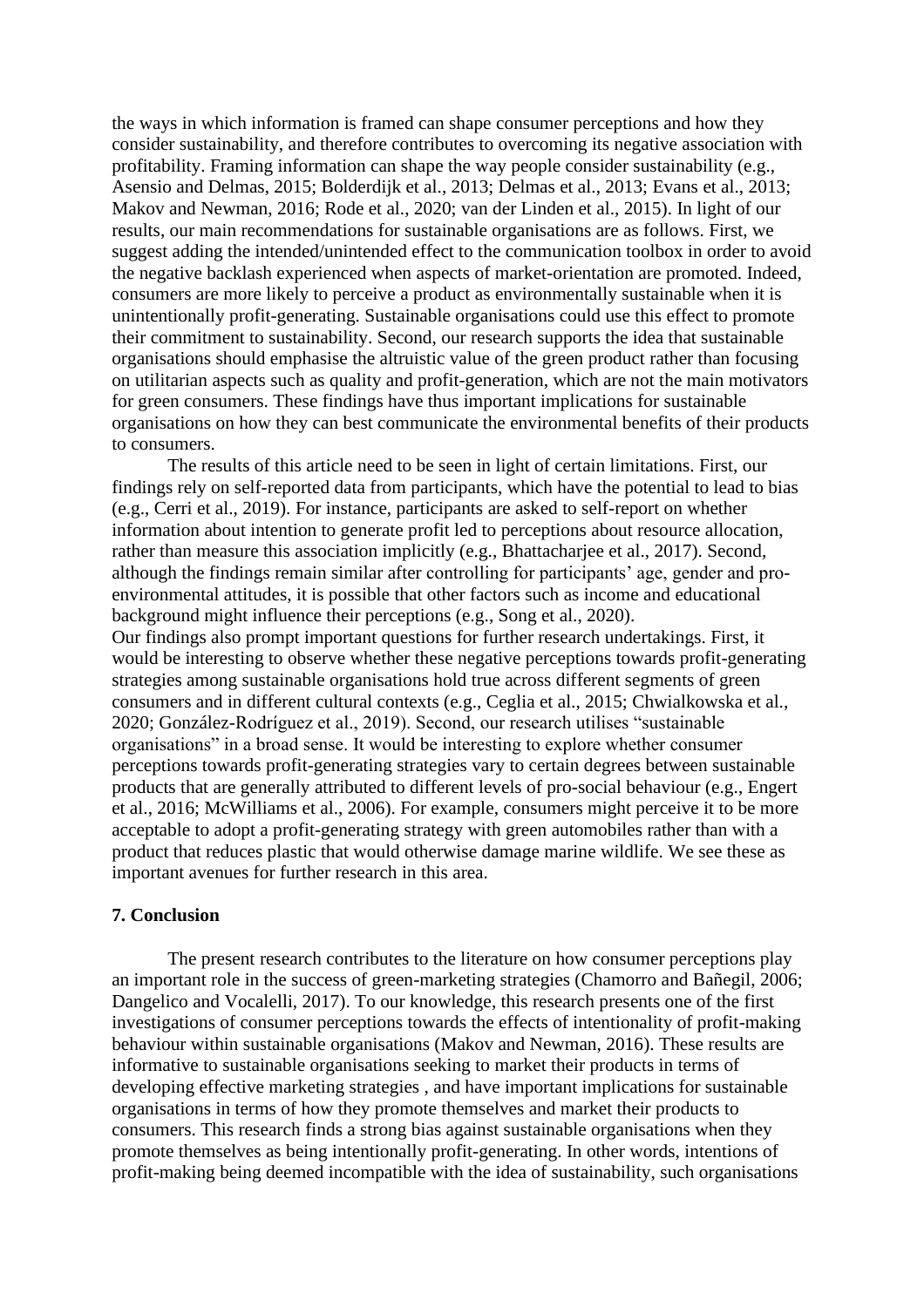the ways in which information is framed can shape consumer perceptions and how they consider sustainability, and therefore contributes to overcoming its negative association with profitability. Framing information can shape the way people consider sustainability (e.g., Asensio and Delmas, 2015; Bolderdijk et al., 2013; Delmas et al., 2013; Evans et al., 2013; Makov and Newman, 2016; Rode et al., 2020; van der Linden et al., 2015). In light of our results, our main recommendations for sustainable organisations are as follows. First, we suggest adding the intended/unintended effect to the communication toolbox in order to avoid the negative backlash experienced when aspects of market-orientation are promoted. Indeed, consumers are more likely to perceive a product as environmentally sustainable when it is unintentionally profit-generating. Sustainable organisations could use this effect to promote their commitment to sustainability. Second, our research supports the idea that sustainable organisations should emphasise the altruistic value of the green product rather than focusing on utilitarian aspects such as quality and profit-generation, which are not the main motivators for green consumers. These findings have thus important implications for sustainable organisations on how they can best communicate the environmental benefits of their products to consumers.

The results of this article need to be seen in light of certain limitations. First, our findings rely on self-reported data from participants, which have the potential to lead to bias (e.g., Cerri et al., 2019). For instance, participants are asked to self-report on whether information about intention to generate profit led to perceptions about resource allocation, rather than measure this association implicitly (e.g., Bhattacharjee et al., 2017). Second, although the findings remain similar after controlling for participants' age, gender and pro-environmental attitudes, it is possible that other factors such as income and educational background might influence their perceptions (e.g., Song et al., 2020).

Our findings also prompt important questions for further research undertakings. First, it would be interesting to observe whether these negative perceptions towards profit-generating strategies among sustainable organisations hold true across different segments of green consumers and in different cultural contexts (e.g., Ceglia et al., 2015; Chwialkowska et al., 2020; González-Rodríguez et al., 2019). Second, our research utilises "sustainable organisations" in a broad sense. It would be interesting to explore whether consumer perceptions towards profit-generating strategies vary to certain degrees between sustainable products that are generally attributed to different levels of pro-social behaviour (e.g., Engert et al., 2016; McWilliams et al., 2006). For example, consumers might perceive it to be more acceptable to adopt a profit-generating strategy with green automobiles rather than with a product that reduces plastic that would otherwise damage marine wildlife. We see these as important avenues for further research in this area.

## 7. Conclusion

The present research contributes to the literature on how consumer perceptions play an important role in the success of green-marketing strategies (Chamorro and Bañegil, 2006; Dangelico and Vocalelli, 2017). To our knowledge, this research presents one of the first investigations of consumer perceptions towards the effects of intentionality of profit-making behaviour within sustainable organisations (Makov and Newman, 2016). These results are informative to sustainable organisations seeking to market their products in terms of developing effective marketing strategies , and have important implications for sustainable organisations in terms of how they promote themselves and market their products to consumers. This research finds a strong bias against sustainable organisations when they promote themselves as being intentionally profit-generating. In other words, intentions of profit-making being deemed incompatible with the idea of sustainability, such organisations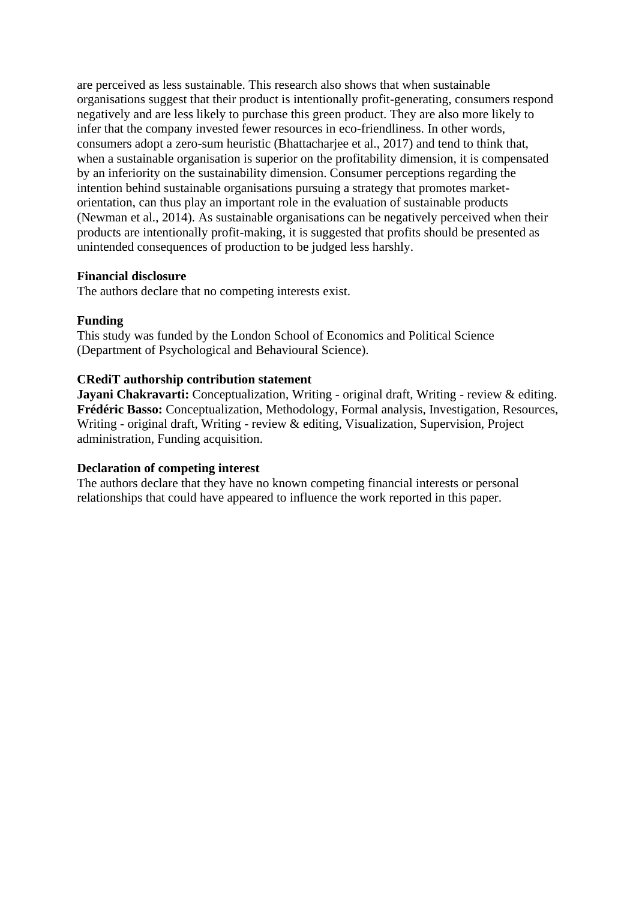are perceived as less sustainable. This research also shows that when sustainable organisations suggest that their product is intentionally profit-generating, consumers respond negatively and are less likely to purchase this green product. They are also more likely to infer that the company invested fewer resources in eco-friendliness. In other words, consumers adopt a zero-sum heuristic (Bhattacharjee et al., 2017) and tend to think that, when a sustainable organisation is superior on the profitability dimension, it is compensated by an inferiority on the sustainability dimension. Consumer perceptions regarding the intention behind sustainable organisations pursuing a strategy that promotes market-orientation, can thus play an important role in the evaluation of sustainable products (Newman et al., 2014). As sustainable organisations can be negatively perceived when their products are intentionally profit-making, it is suggested that profits should be presented as unintended consequences of production to be judged less harshly.

**Financial disclosure**

The authors declare that no competing interests exist.

**Funding**

This study was funded by the London School of Economics and Political Science (Department of Psychological and Behavioural Science).

**CRediT authorship contribution statement**

**Jayani Chakravarti:** Conceptualization, Writing - original draft, Writing - review & editing.
**Frédéric Basso:** Conceptualization, Methodology, Formal analysis, Investigation, Resources, Writing - original draft, Writing - review & editing, Visualization, Supervision, Project administration, Funding acquisition.

**Declaration of competing interest**

The authors declare that they have no known competing financial interests or personal relationships that could have appeared to influence the work reported in this paper.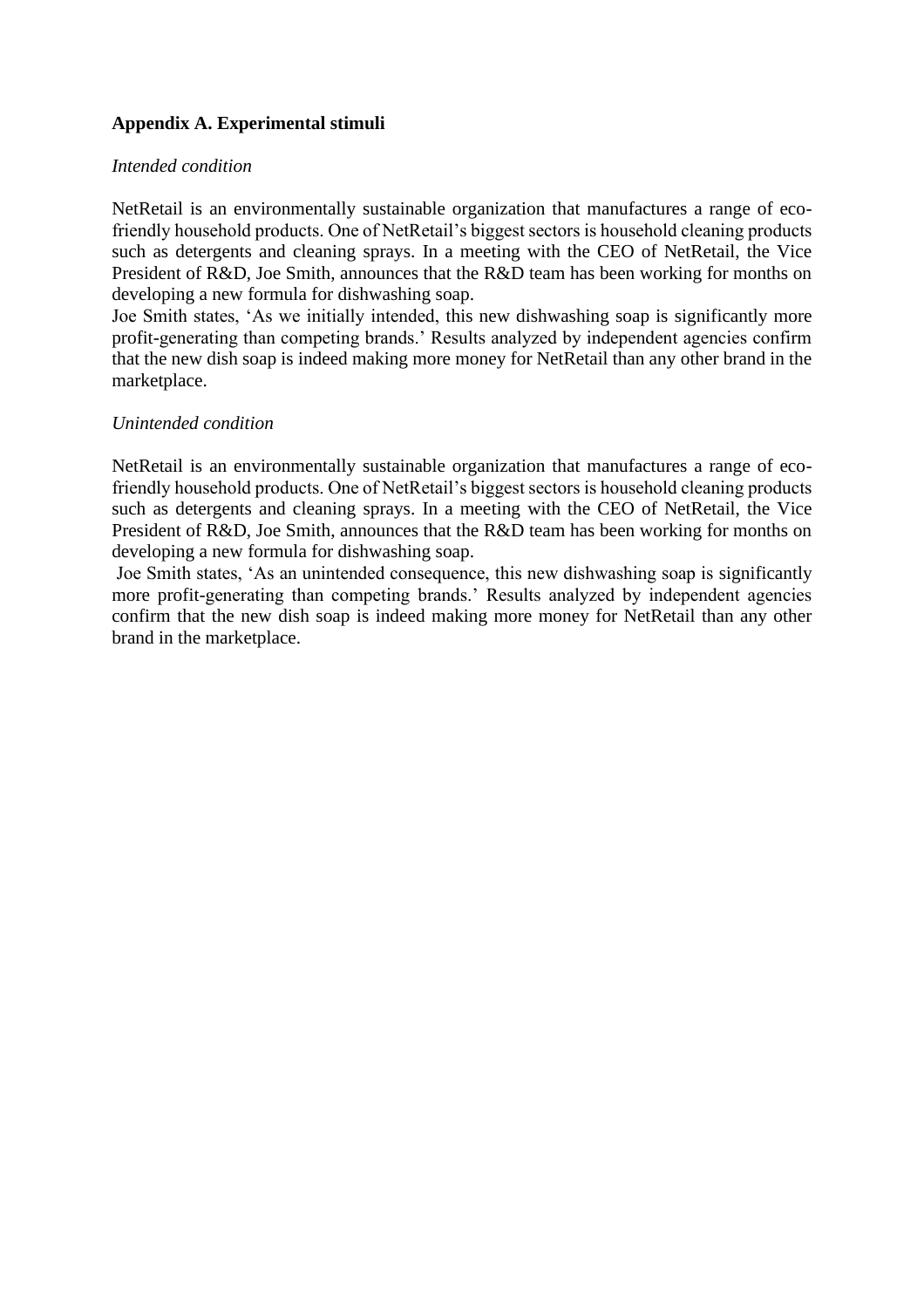**Appendix A. Experimental stimuli**

*Intended condition*

NetRetail is an environmentally sustainable organization that manufactures a range of eco-friendly household products. One of NetRetail's biggest sectors is household cleaning products such as detergents and cleaning sprays. In a meeting with the CEO of NetRetail, the Vice President of R&D, Joe Smith, announces that the R&D team has been working for months on developing a new formula for dishwashing soap.

Joe Smith states, 'As we initially intended, this new dishwashing soap is significantly more profit-generating than competing brands.' Results analyzed by independent agencies confirm that the new dish soap is indeed making more money for NetRetail than any other brand in the marketplace.

*Unintended condition*

NetRetail is an environmentally sustainable organization that manufactures a range of eco-friendly household products. One of NetRetail's biggest sectors is household cleaning products such as detergents and cleaning sprays. In a meeting with the CEO of NetRetail, the Vice President of R&D, Joe Smith, announces that the R&D team has been working for months on developing a new formula for dishwashing soap.

Joe Smith states, 'As an unintended consequence, this new dishwashing soap is significantly more profit-generating than competing brands.' Results analyzed by independent agencies confirm that the new dish soap is indeed making more money for NetRetail than any other brand in the marketplace.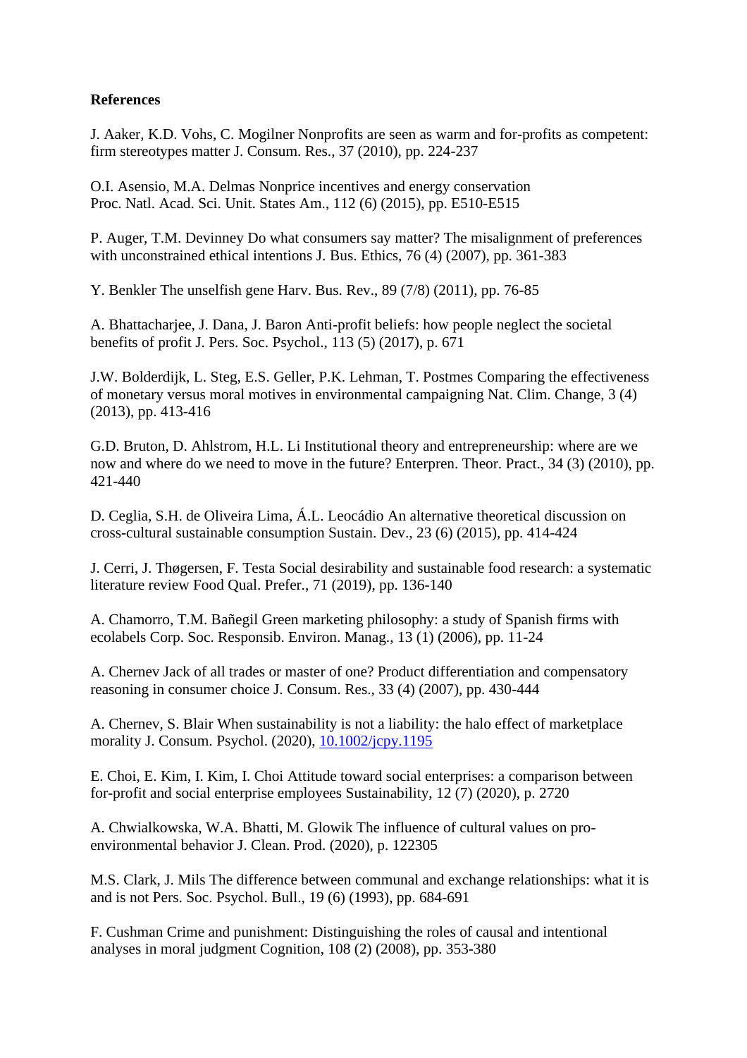**References**

J. Aaker, K.D. Vohs, C. Mogilner Nonprofits are seen as warm and for-profits as competent: firm stereotypes matter J. Consum. Res., 37 (2010), pp. 224-237

O.I. Asensio, M.A. Delmas Nonprice incentives and energy conservation Proc. Natl. Acad. Sci. Unit. States Am., 112 (6) (2015), pp. E510-E515

P. Auger, T.M. Devinney Do what consumers say matter? The misalignment of preferences with unconstrained ethical intentions J. Bus. Ethics, 76 (4) (2007), pp. 361-383

Y. Benkler The unselfish gene Harv. Bus. Rev., 89 (7/8) (2011), pp. 76-85

A. Bhattacharjee, J. Dana, J. Baron Anti-profit beliefs: how people neglect the societal benefits of profit J. Pers. Soc. Psychol., 113 (5) (2017), p. 671

J.W. Bolderdijk, L. Steg, E.S. Geller, P.K. Lehman, T. Postmes Comparing the effectiveness of monetary versus moral motives in environmental campaigning Nat. Clim. Change, 3 (4) (2013), pp. 413-416

G.D. Bruton, D. Ahlstrom, H.L. Li Institutional theory and entrepreneurship: where are we now and where do we need to move in the future? Enterpren. Theor. Pract., 34 (3) (2010), pp. 421-440

D. Ceglia, S.H. de Oliveira Lima, Á.L. Leocádio An alternative theoretical discussion on cross-cultural sustainable consumption Sustain. Dev., 23 (6) (2015), pp. 414-424

J. Cerri, J. Thøgersen, F. Testa Social desirability and sustainable food research: a systematic literature review Food Qual. Prefer., 71 (2019), pp. 136-140

A. Chamorro, T.M. Bañegil Green marketing philosophy: a study of Spanish firms with ecolabels Corp. Soc. Responsib. Environ. Manag., 13 (1) (2006), pp. 11-24

A. Chernev Jack of all trades or master of one? Product differentiation and compensatory reasoning in consumer choice J. Consum. Res., 33 (4) (2007), pp. 430-444

A. Chernev, S. Blair When sustainability is not a liability: the halo effect of marketplace morality J. Consum. Psychol. (2020), [10.1002/jcpy.1195](https://doi.org/10.1002/jcpy.1195)

E. Choi, E. Kim, I. Kim, I. Choi Attitude toward social enterprises: a comparison between for-profit and social enterprise employees Sustainability, 12 (7) (2020), p. 2720

A. Chwialkowska, W.A. Bhatti, M. Glowik The influence of cultural values on pro-environmental behavior J. Clean. Prod. (2020), p. 122305

M.S. Clark, J. Mils The difference between communal and exchange relationships: what it is and is not Pers. Soc. Psychol. Bull., 19 (6) (1993), pp. 684-691

F. Cushman Crime and punishment: Distinguishing the roles of causal and intentional analyses in moral judgment Cognition, 108 (2) (2008), pp. 353-380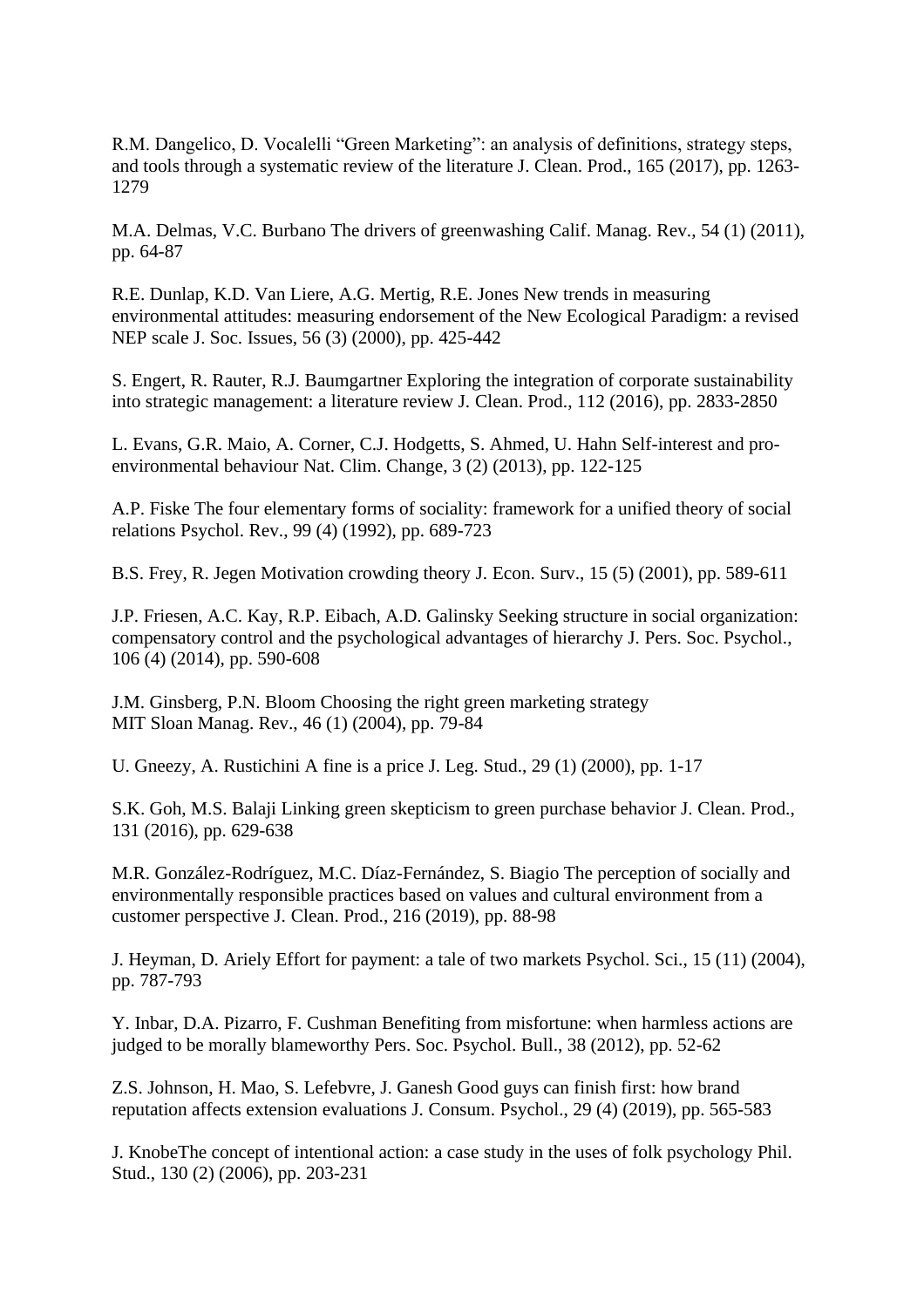R.M. Dangelico, D. Vocalelli "Green Marketing": an analysis of definitions, strategy steps, and tools through a systematic review of the literature J. Clean. Prod., 165 (2017), pp. 1263-1279

M.A. Delmas, V.C. Burbano The drivers of greenwashing Calif. Manag. Rev., 54 (1) (2011), pp. 64-87

R.E. Dunlap, K.D. Van Liere, A.G. Mertig, R.E. Jones New trends in measuring environmental attitudes: measuring endorsement of the New Ecological Paradigm: a revised NEP scale J. Soc. Issues, 56 (3) (2000), pp. 425-442

S. Engert, R. Rauter, R.J. Baumgartner Exploring the integration of corporate sustainability into strategic management: a literature review J. Clean. Prod., 112 (2016), pp. 2833-2850

L. Evans, G.R. Maio, A. Corner, C.J. Hodgetts, S. Ahmed, U. Hahn Self-interest and pro-environmental behaviour Nat. Clim. Change, 3 (2) (2013), pp. 122-125

A.P. Fiske The four elementary forms of sociality: framework for a unified theory of social relations Psychol. Rev., 99 (4) (1992), pp. 689-723

B.S. Frey, R. Jegen Motivation crowding theory J. Econ. Surv., 15 (5) (2001), pp. 589-611

J.P. Friesen, A.C. Kay, R.P. Eibach, A.D. Galinsky Seeking structure in social organization: compensatory control and the psychological advantages of hierarchy J. Pers. Soc. Psychol., 106 (4) (2014), pp. 590-608

J.M. Ginsberg, P.N. Bloom Choosing the right green marketing strategy MIT Sloan Manag. Rev., 46 (1) (2004), pp. 79-84

U. Gneezy, A. Rustichini A fine is a price J. Leg. Stud., 29 (1) (2000), pp. 1-17

S.K. Goh, M.S. Balaji Linking green skepticism to green purchase behavior J. Clean. Prod., 131 (2016), pp. 629-638

M.R. González-Rodríguez, M.C. Díaz-Fernández, S. Biagio The perception of socially and environmentally responsible practices based on values and cultural environment from a customer perspective J. Clean. Prod., 216 (2019), pp. 88-98

J. Heyman, D. Ariely Effort for payment: a tale of two markets Psychol. Sci., 15 (11) (2004), pp. 787-793

Y. Inbar, D.A. Pizarro, F. Cushman Benefiting from misfortune: when harmless actions are judged to be morally blameworthy Pers. Soc. Psychol. Bull., 38 (2012), pp. 52-62

Z.S. Johnson, H. Mao, S. Lefebvre, J. Ganesh Good guys can finish first: how brand reputation affects extension evaluations J. Consum. Psychol., 29 (4) (2019), pp. 565-583

J. KnobeThe concept of intentional action: a case study in the uses of folk psychology Phil. Stud., 130 (2) (2006), pp. 203-231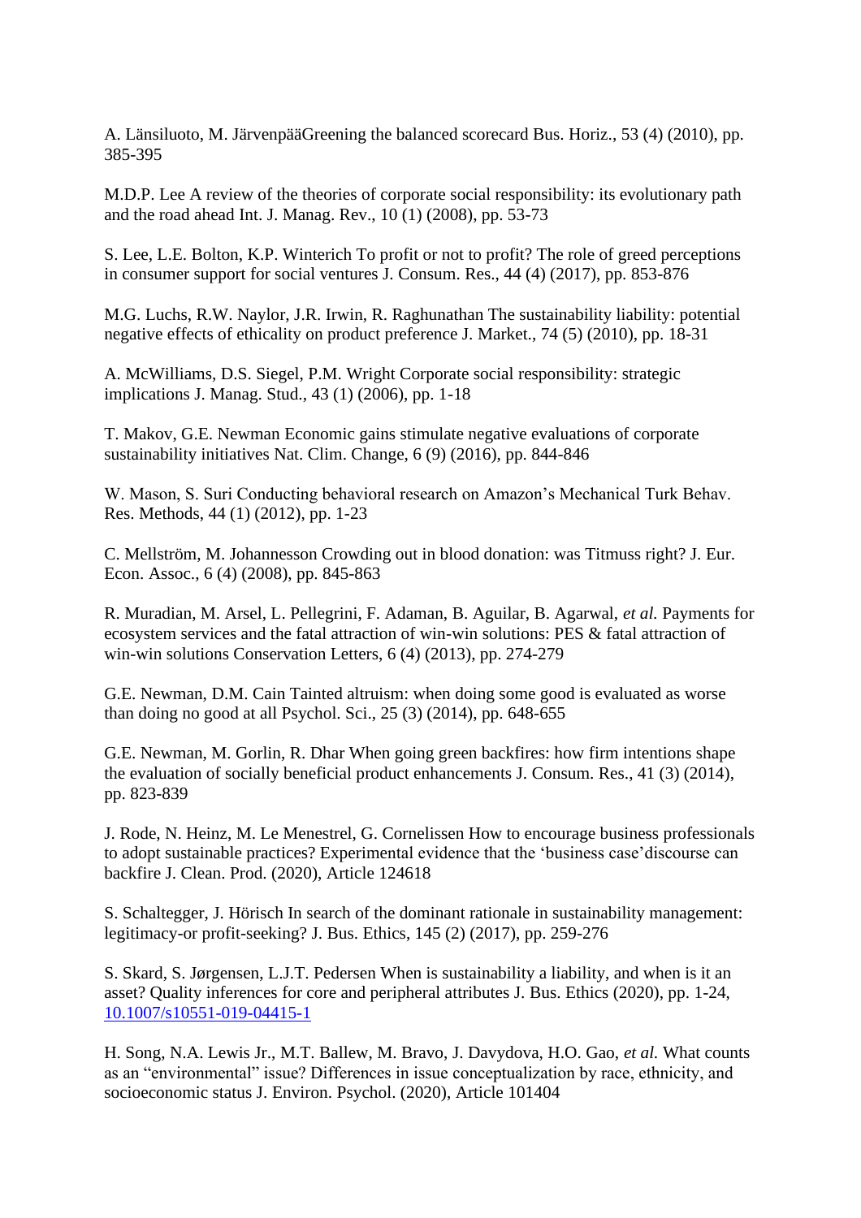A. Länsiluoto, M. JärvenpääGreening the balanced scorecard Bus. Horiz., 53 (4) (2010), pp. 385-395

M.D.P. Lee A review of the theories of corporate social responsibility: its evolutionary path and the road ahead Int. J. Manag. Rev., 10 (1) (2008), pp. 53-73

S. Lee, L.E. Bolton, K.P. Winterich To profit or not to profit? The role of greed perceptions in consumer support for social ventures J. Consum. Res., 44 (4) (2017), pp. 853-876

M.G. Luchs, R.W. Naylor, J.R. Irwin, R. Raghunathan The sustainability liability: potential negative effects of ethicality on product preference J. Market., 74 (5) (2010), pp. 18-31

A. McWilliams, D.S. Siegel, P.M. Wright Corporate social responsibility: strategic implications J. Manag. Stud., 43 (1) (2006), pp. 1-18

T. Makov, G.E. Newman Economic gains stimulate negative evaluations of corporate sustainability initiatives Nat. Clim. Change, 6 (9) (2016), pp. 844-846

W. Mason, S. Suri Conducting behavioral research on Amazon's Mechanical Turk Behav. Res. Methods, 44 (1) (2012), pp. 1-23

C. Mellström, M. Johannesson Crowding out in blood donation: was Titmuss right? J. Eur. Econ. Assoc., 6 (4) (2008), pp. 845-863

R. Muradian, M. Arsel, L. Pellegrini, F. Adaman, B. Aguilar, B. Agarwal, *et al.* Payments for ecosystem services and the fatal attraction of win-win solutions: PES & fatal attraction of win-win solutions Conservation Letters, 6 (4) (2013), pp. 274-279

G.E. Newman, D.M. Cain Tainted altruism: when doing some good is evaluated as worse than doing no good at all Psychol. Sci., 25 (3) (2014), pp. 648-655

G.E. Newman, M. Gorlin, R. Dhar When going green backfires: how firm intentions shape the evaluation of socially beneficial product enhancements J. Consum. Res., 41 (3) (2014), pp. 823-839

J. Rode, N. Heinz, M. Le Menestrel, G. Cornelissen How to encourage business professionals to adopt sustainable practices? Experimental evidence that the 'business case'discourse can backfire J. Clean. Prod. (2020), Article 124618

S. Schaltegger, J. Hörisch In search of the dominant rationale in sustainability management: legitimacy-or profit-seeking? J. Bus. Ethics, 145 (2) (2017), pp. 259-276

S. Skard, S. Jørgensen, L.J.T. Pedersen When is sustainability a liability, and when is it an asset? Quality inferences for core and peripheral attributes J. Bus. Ethics (2020), pp. 1-24, 10.1007/s10551-019-04415-1

H. Song, N.A. Lewis Jr., M.T. Ballew, M. Bravo, J. Davydova, H.O. Gao, *et al.* What counts as an "environmental" issue? Differences in issue conceptualization by race, ethnicity, and socioeconomic status J. Environ. Psychol. (2020), Article 101404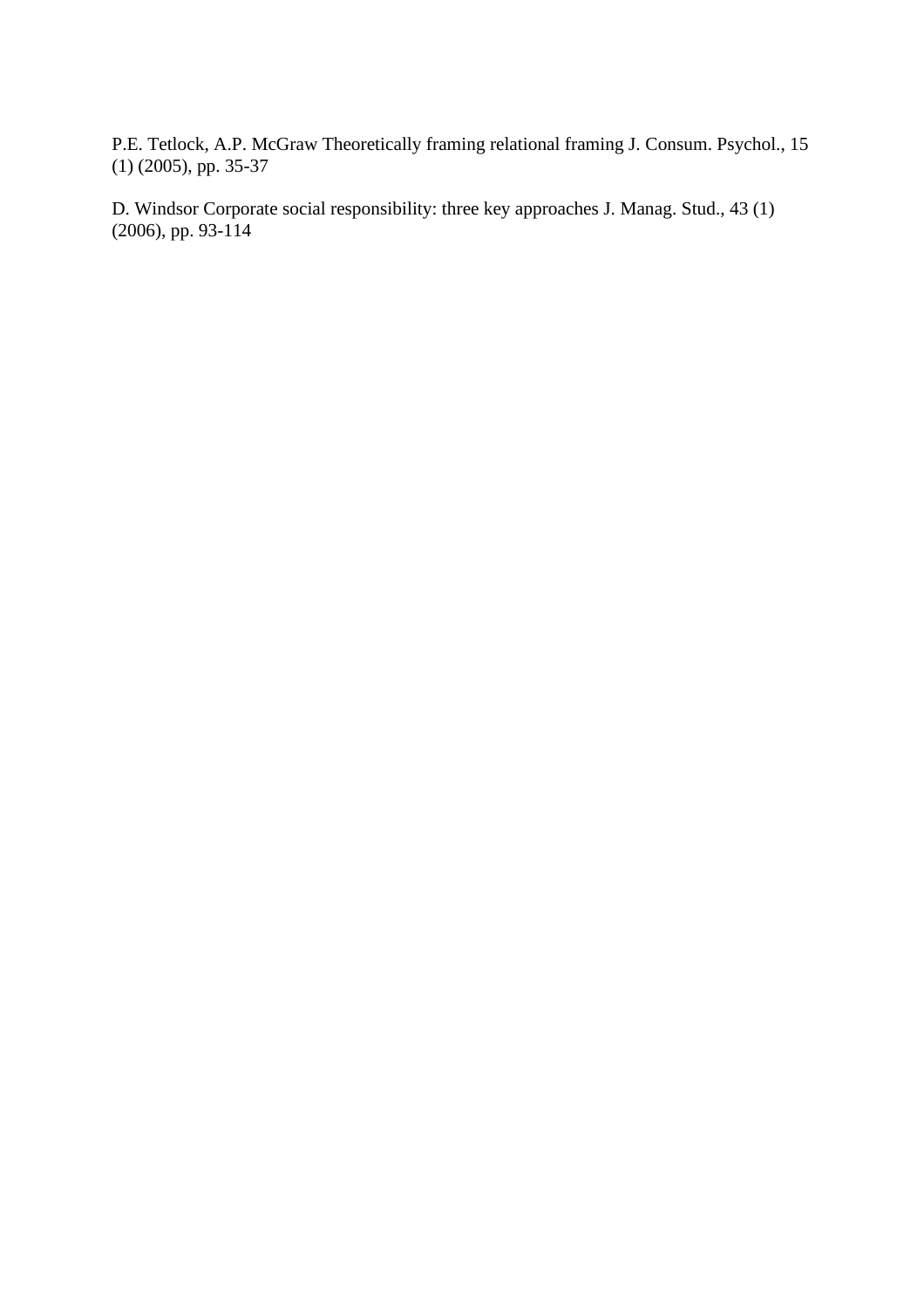P.E. Tetlock, A.P. McGraw Theoretically framing relational framing J. Consum. Psychol., 15 (1) (2005), pp. 35-37

D. Windsor Corporate social responsibility: three key approaches J. Manag. Stud., 43 (1) (2006), pp. 93-114